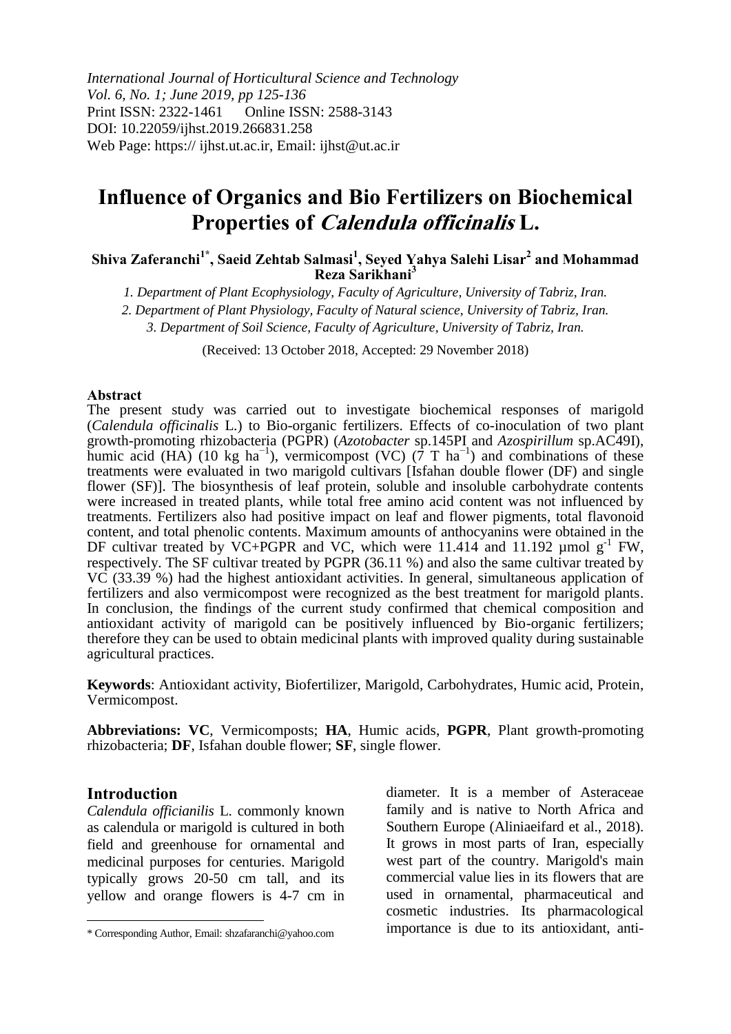*International Journal of Horticultural Science and Technology*
*Vol. 6, No. 1; June 2019, pp 125-136*
Print ISSN: 2322-1461 Online ISSN: 2588-3143
DOI: 10.22059/ijhst.2019.266831.258
Web Page: https:// ijhst.ut.ac.ir, Email: ijhst@ut.ac.ir

# Influence of Organics and Bio Fertilizers on Biochemical Properties of *Calendula officinalis* L.

**Shiva Zaferanchi[1*], Saeid Zehtab Salmasi[1], Seyed Yahya Salehi Lisar[2] and Mohammad Reza Sarikhani[3]**

*1. Department of Plant Ecophysiology, Faculty of Agriculture, University of Tabriz, Iran.*
*2. Department of Plant Physiology, Faculty of Natural science, University of Tabriz, Iran.*
*3. Department of Soil Science, Faculty of Agriculture, University of Tabriz, Iran.*

(Received: 13 October 2018, Accepted: 29 November 2018)

**Abstract**

The present study was carried out to investigate biochemical responses of marigold (*Calendula officinalis* L.) to Bio-organic fertilizers. Effects of co-inoculation of two plant growth-promoting rhizobacteria (PGPR) (*Azotobacter* sp.145PI and *Azospirillum* sp.AC49I), humic acid (HA) (10 kg $ha^{-1}$), vermicompost (VC) (7 T $ha^{-1}$) and combinations of these treatments were evaluated in two marigold cultivars [Isfahan double flower (DF) and single flower (SF)]. The biosynthesis of leaf protein, soluble and insoluble carbohydrate contents were increased in treated plants, while total free amino acid content was not influenced by treatments. Fertilizers also had positive impact on leaf and flower pigments, total flavonoid content, and total phenolic contents. Maximum amounts of anthocyanins were obtained in the DF cultivar treated by VC+PGPR and VC, which were 11.414 and 11.192 µmol $g^{-1}$ FW, respectively. The SF cultivar treated by PGPR (36.11 %) and also the same cultivar treated by VC (33.39 %) had the highest antioxidant activities. In general, simultaneous application of fertilizers and also vermicompost were recognized as the best treatment for marigold plants. In conclusion, the findings of the current study confirmed that chemical composition and antioxidant activity of marigold can be positively influenced by Bio-organic fertilizers; therefore they can be used to obtain medicinal plants with improved quality during sustainable agricultural practices.

**Keywords**: Antioxidant activity, Biofertilizer, Marigold, Carbohydrates, Humic acid, Protein, Vermicompost.

**Abbreviations: VC**, Vermicomposts; **HA**, Humic acids, **PGPR**, Plant growth-promoting rhizobacteria; **DF**, Isfahan double flower; **SF**, single flower.

## Introduction

*Calendula officianilis* L. commonly known as calendula or marigold is cultured in both field and greenhouse for ornamental and medicinal purposes for centuries. Marigold typically grows 20-50 cm tall, and its yellow and orange flowers is 4-7 cm in diameter. It is a member of Asteraceae family and is native to North Africa and Southern Europe (Aliniaeifard et al., 2018). It grows in most parts of Iran, especially west part of the country. Marigold's main commercial value lies in its flowers that are used in ornamental, pharmaceutical and cosmetic industries. Its pharmacological importance is due to its antioxidant, anti-

\* Corresponding Author, Email: shzafaranchi@yahoo.com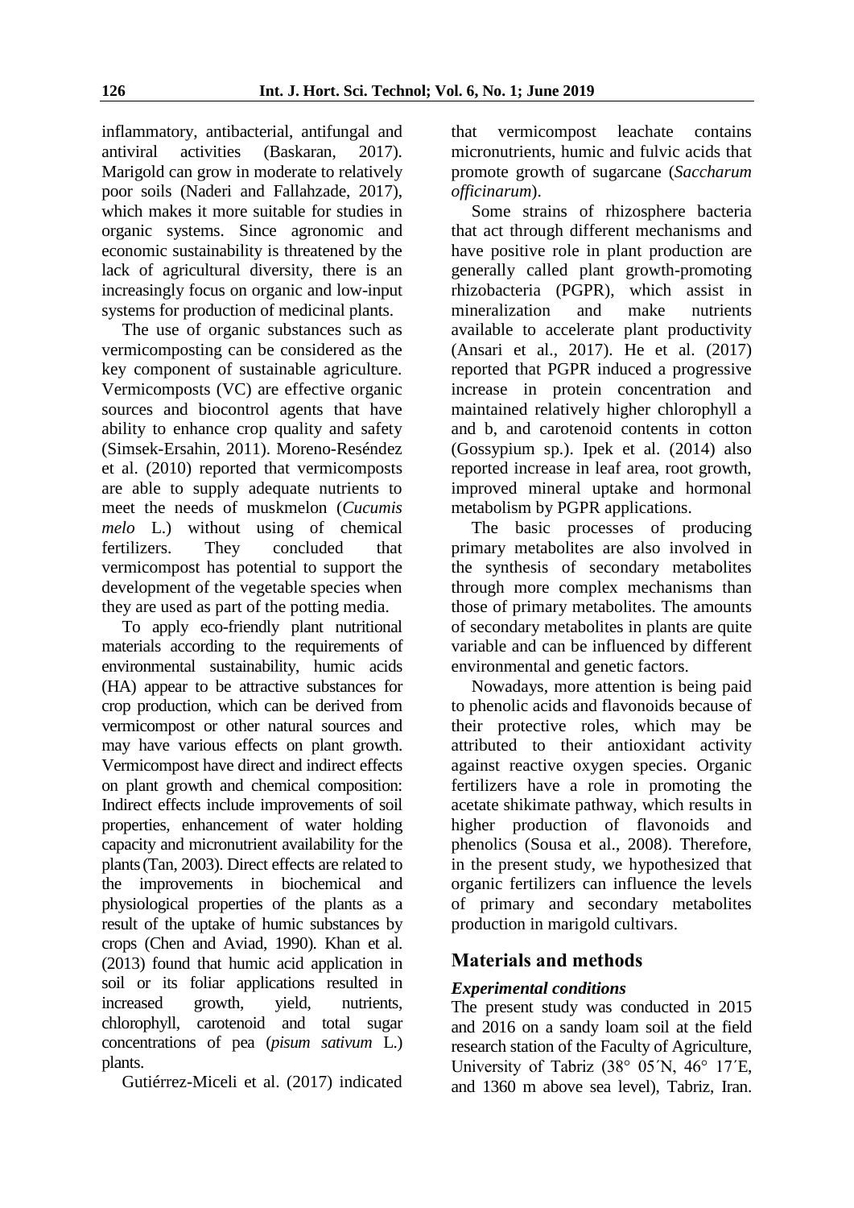inflammatory, antibacterial, antifungal and antiviral activities (Baskaran, 2017). Marigold can grow in moderate to relatively poor soils (Naderi and Fallahzade, 2017), which makes it more suitable for studies in organic systems. Since agronomic and economic sustainability is threatened by the lack of agricultural diversity, there is an increasingly focus on organic and low-input systems for production of medicinal plants.

The use of organic substances such as vermicomposting can be considered as the key component of sustainable agriculture. Vermicomposts (VC) are effective organic sources and biocontrol agents that have ability to enhance crop quality and safety (Simsek-Ersahin, 2011). Moreno-Reséndez et al. (2010) reported that vermicomposts are able to supply adequate nutrients to meet the needs of muskmelon (*Cucumis melo* L.) without using of chemical fertilizers. They concluded that vermicompost has potential to support the development of the vegetable species when they are used as part of the potting media.

To apply eco-friendly plant nutritional materials according to the requirements of environmental sustainability, humic acids (HA) appear to be attractive substances for crop production, which can be derived from vermicompost or other natural sources and may have various effects on plant growth. Vermicompost have direct and indirect effects on plant growth and chemical composition: Indirect effects include improvements of soil properties, enhancement of water holding capacity and micronutrient availability for the plants (Tan, 2003). Direct effects are related to the improvements in biochemical and physiological properties of the plants as a result of the uptake of humic substances by crops (Chen and Aviad, 1990). Khan et al. (2013) found that humic acid application in soil or its foliar applications resulted in increased growth, yield, nutrients, chlorophyll, carotenoid and total sugar concentrations of pea (*pisum sativum* L.) plants.

Gutiérrez-Miceli et al. (2017) indicated that vermicompost leachate contains micronutrients, humic and fulvic acids that promote growth of sugarcane (*Saccharum officinarum*).

Some strains of rhizosphere bacteria that act through different mechanisms and have positive role in plant production are generally called plant growth-promoting rhizobacteria (PGPR), which assist in mineralization and make nutrients available to accelerate plant productivity (Ansari et al., 2017). He et al. (2017) reported that PGPR induced a progressive increase in protein concentration and maintained relatively higher chlorophyll a and b, and carotenoid contents in cotton (Gossypium sp.). Ipek et al. (2014) also reported increase in leaf area, root growth, improved mineral uptake and hormonal metabolism by PGPR applications.

The basic processes of producing primary metabolites are also involved in the synthesis of secondary metabolites through more complex mechanisms than those of primary metabolites. The amounts of secondary metabolites in plants are quite variable and can be influenced by different environmental and genetic factors.

Nowadays, more attention is being paid to phenolic acids and flavonoids because of their protective roles, which may be attributed to their antioxidant activity against reactive oxygen species. Organic fertilizers have a role in promoting the acetate shikimate pathway, which results in higher production of flavonoids and phenolics (Sousa et al., 2008). Therefore, in the present study, we hypothesized that organic fertilizers can influence the levels of primary and secondary metabolites production in marigold cultivars.

## Materials and methods

### *Experimental conditions*

The present study was conducted in 2015 and 2016 on a sandy loam soil at the field research station of the Faculty of Agriculture, University of Tabriz (38° 05´N, 46° 17´E, and 1360 m above sea level), Tabriz, Iran.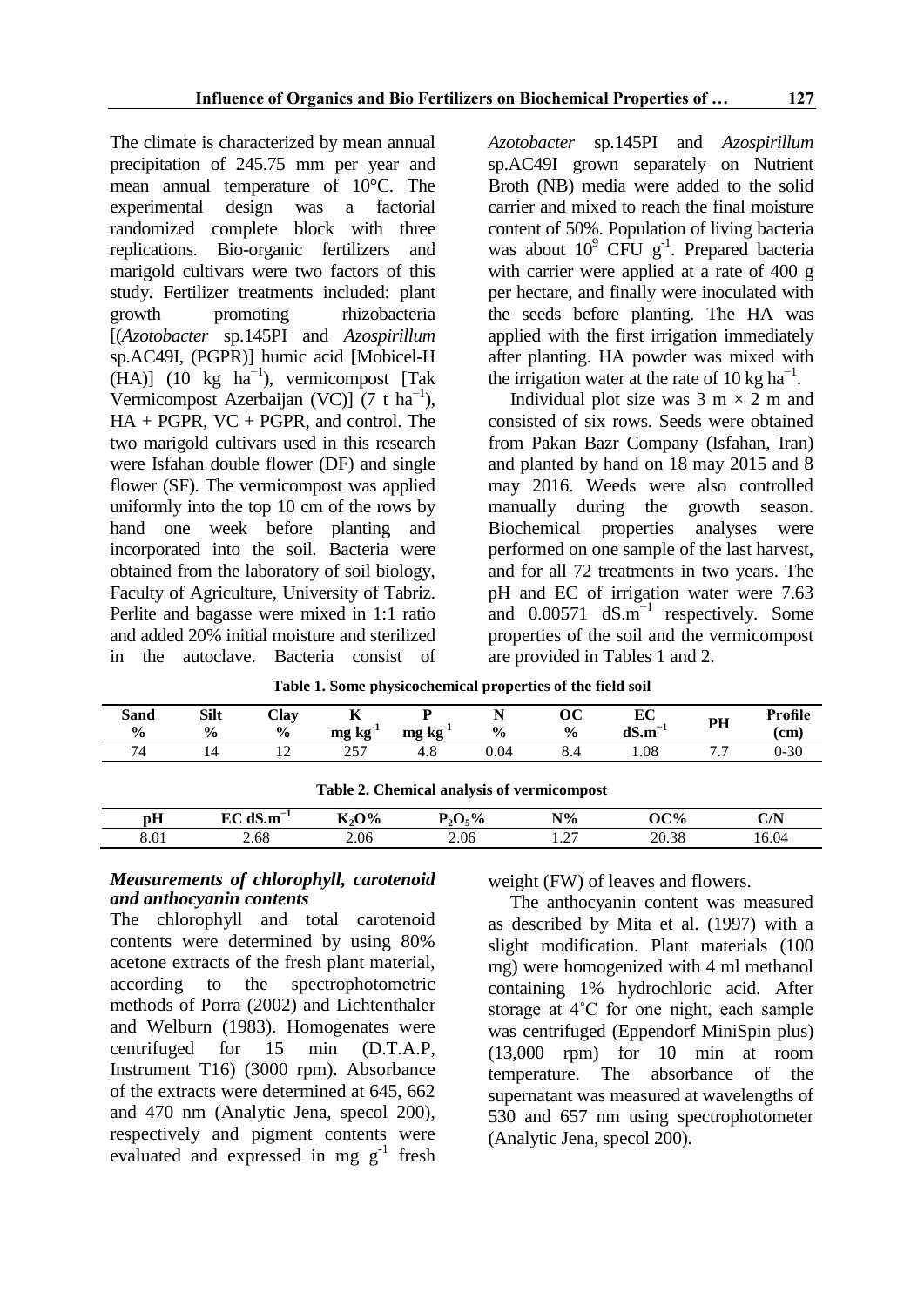The climate is characterized by mean annual precipitation of 245.75 mm per year and mean annual temperature of 10°C. The experimental design was a factorial randomized complete block with three replications. Bio-organic fertilizers and marigold cultivars were two factors of this study. Fertilizer treatments included: plant growth promoting rhizobacteria [(*Azotobacter* sp.145PI and *Azospirillum* sp.AC49I, (PGPR)] humic acid [Mobicel-H (HA)] (10 kg $ha^{-1}$), vermicompost [Tak Vermicompost Azerbaijan (VC)] (7 t $ha^{-1}$), HA + PGPR, VC + PGPR, and control. The two marigold cultivars used in this research were Isfahan double flower (DF) and single flower (SF). The vermicompost was applied uniformly into the top 10 cm of the rows by hand one week before planting and incorporated into the soil. Bacteria were obtained from the laboratory of soil biology, Faculty of Agriculture, University of Tabriz. Perlite and bagasse were mixed in 1:1 ratio and added 20% initial moisture and sterilized in the autoclave. Bacteria consist of *Azotobacter* sp.145PI and *Azospirillum* sp.AC49I grown separately on Nutrient Broth (NB) media were added to the solid carrier and mixed to reach the final moisture content of 50%. Population of living bacteria was about $10^9$ CFU $g^{-1}$. Prepared bacteria with carrier were applied at a rate of 400 g per hectare, and finally were inoculated with the seeds before planting. The HA was applied with the first irrigation immediately after planting. HA powder was mixed with the irrigation water at the rate of 10 kg $ha^{-1}$.

Individual plot size was 3 m × 2 m and consisted of six rows. Seeds were obtained from Pakan Bazr Company (Isfahan, Iran) and planted by hand on 18 may 2015 and 8 may 2016. Weeds were also controlled manually during the growth season. Biochemical properties analyses were performed on one sample of the last harvest, and for all 72 treatments in two years. The pH and EC of irrigation water were 7.63 and 0.00571 $dS.m^{-1}$ respectively. Some properties of the soil and the vermicompost are provided in Tables 1 and 2.

**Table 1. Some physicochemical properties of the field soil**

| Sand % | Silt % | Clay % | K mg $kg^{-1}$ | P mg $kg^{-1}$ | N % | OC % | EC $dS.m^{-1}$ | PH | Profile (cm) |
|---|---|---|---|---|---|---|---|---|---|
| 74 | 14 | 12 | 257 | 4.8 | 0.04 | 8.4 | 1.08 | 7.7 | 0-30 |

**Table 2. Chemical analysis of vermicompost**

| pH | EC $dS.m^{-1}$ | $K_2O$% | $P_2O_5$% | N% | OC% | C/N |
|---|---|---|---|---|---|---|
| 8.01 | 2.68 | 2.06 | 2.06 | 1.27 | 20.38 | 16.04 |

### *Measurements of chlorophyll, carotenoid and anthocyanin contents*

The chlorophyll and total carotenoid contents were determined by using 80% acetone extracts of the fresh plant material, according to the spectrophotometric methods of Porra (2002) and Lichtenthaler and Welburn (1983). Homogenates were centrifuged for 15 min (D.T.A.P, Instrument T16) (3000 rpm). Absorbance of the extracts were determined at 645, 662 and 470 nm (Analytic Jena, specol 200), respectively and pigment contents were evaluated and expressed in mg $g^{-1}$ fresh weight (FW) of leaves and flowers.

The anthocyanin content was measured as described by Mita et al. (1997) with a slight modification. Plant materials (100 mg) were homogenized with 4 ml methanol containing 1% hydrochloric acid. After storage at 4˚C for one night, each sample was centrifuged (Eppendorf MiniSpin plus) (13,000 rpm) for 10 min at room temperature. The absorbance of the supernatant was measured at wavelengths of 530 and 657 nm using spectrophotometer (Analytic Jena, specol 200).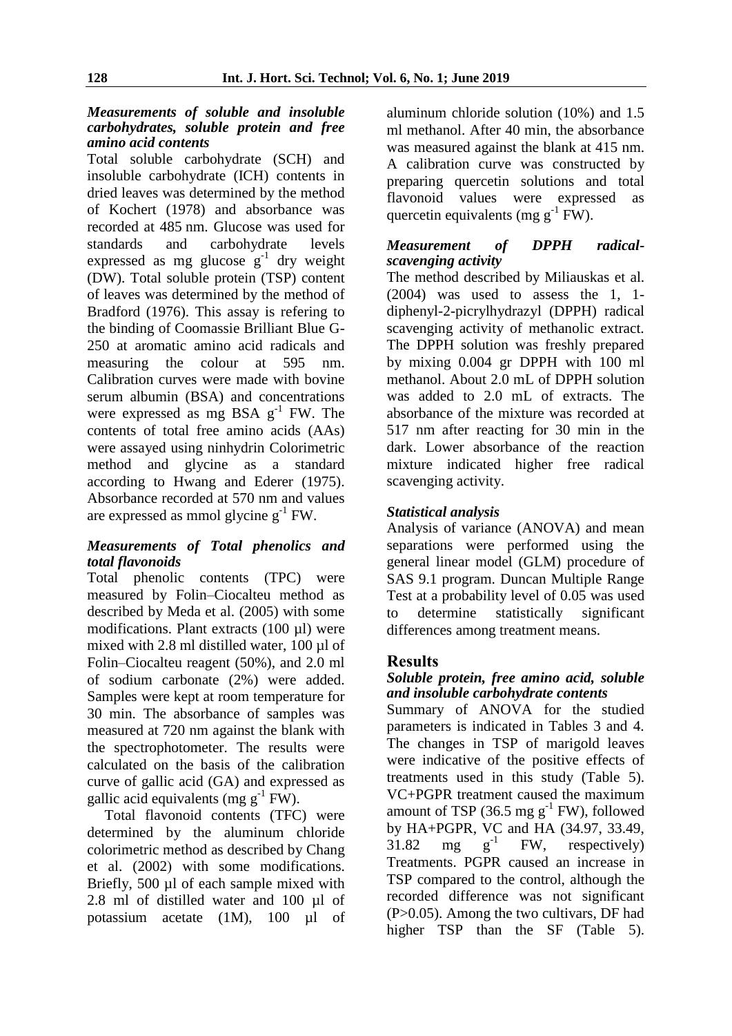### *Measurements of soluble and insoluble carbohydrates, soluble protein and free amino acid contents*

Total soluble carbohydrate (SCH) and insoluble carbohydrate (ICH) contents in dried leaves was determined by the method of Kochert (1978) and absorbance was recorded at 485 nm. Glucose was used for standards and carbohydrate levels expressed as mg glucose $g^{-1}$ dry weight (DW). Total soluble protein (TSP) content of leaves was determined by the method of Bradford (1976). This assay is refering to the binding of Coomassie Brilliant Blue G-250 at aromatic amino acid radicals and measuring the colour at 595 nm. Calibration curves were made with bovine serum albumin (BSA) and concentrations were expressed as mg BSA $g^{-1}$ FW. The contents of total free amino acids (AAs) were assayed using ninhydrin Colorimetric method and glycine as a standard according to Hwang and Ederer (1975). Absorbance recorded at 570 nm and values are expressed as mmol glycine $g^{-1}$ FW.

### *Measurements of Total phenolics and total flavonoids*

Total phenolic contents (TPC) were measured by Folin–Ciocalteu method as described by Meda et al. (2005) with some modifications. Plant extracts (100 µl) were mixed with 2.8 ml distilled water, 100 µl of Folin–Ciocalteu reagent (50%), and 2.0 ml of sodium carbonate (2%) were added. Samples were kept at room temperature for 30 min. The absorbance of samples was measured at 720 nm against the blank with the spectrophotometer. The results were calculated on the basis of the calibration curve of gallic acid (GA) and expressed as gallic acid equivalents (mg $g^{-1}$ FW).

Total flavonoid contents (TFC) were determined by the aluminum chloride colorimetric method as described by Chang et al. (2002) with some modifications. Briefly, 500 µl of each sample mixed with 2.8 ml of distilled water and 100 µl of potassium acetate (1M), 100 µl of aluminum chloride solution (10%) and 1.5 ml methanol. After 40 min, the absorbance was measured against the blank at 415 nm. A calibration curve was constructed by preparing quercetin solutions and total flavonoid values were expressed as quercetin equivalents (mg $g^{-1}$ FW).

### *Measurement of DPPH radical-scavenging activity*

The method described by Miliauskas et al. (2004) was used to assess the 1, 1-diphenyl-2-picrylhydrazyl (DPPH) radical scavenging activity of methanolic extract. The DPPH solution was freshly prepared by mixing 0.004 gr DPPH with 100 ml methanol. About 2.0 mL of DPPH solution was added to 2.0 mL of extracts. The absorbance of the mixture was recorded at 517 nm after reacting for 30 min in the dark. Lower absorbance of the reaction mixture indicated higher free radical scavenging activity.

### *Statistical analysis*

Analysis of variance (ANOVA) and mean separations were performed using the general linear model (GLM) procedure of SAS 9.1 program. Duncan Multiple Range Test at a probability level of 0.05 was used to determine statistically significant differences among treatment means.

## Results

### *Soluble protein, free amino acid, soluble and insoluble carbohydrate contents*

Summary of ANOVA for the studied parameters is indicated in Tables 3 and 4. The changes in TSP of marigold leaves were indicative of the positive effects of treatments used in this study (Table 5). VC+PGPR treatment caused the maximum amount of TSP (36.5 mg $g^{-1}$ FW), followed by HA+PGPR, VC and HA (34.97, 33.49, 31.82 mg $g^{-1}$ FW, respectively) Treatments. PGPR caused an increase in TSP compared to the control, although the recorded difference was not significant ($P>0.05$). Among the two cultivars, DF had higher TSP than the SF (Table 5).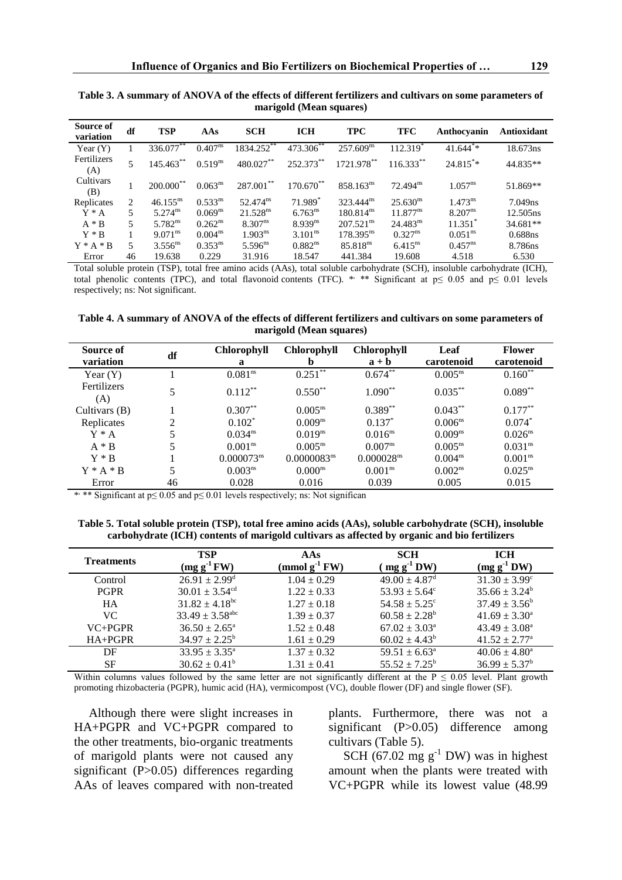**Table 3. A summary of ANOVA of the effects of different fertilizers and cultivars on some parameters of marigold (Mean squares)**

| Source of variation | df | TSP | AAs | SCH | ICH | TPC | TFC | Anthocyanin | Antioxidant |
|---|---|---|---|---|---|---|---|---|---|
| Year (Y) | 1 | 336.077** | 0.407ns | 1834.252** | 473.306** | 257.609ns | 112.319* | 41.644** | 18.673ns |
| Fertilizers (A) | 5 | 145.463** | 0.519ns | 480.027** | 252.373** | 1721.978** | 116.333** | 24.815** | 44.835** |
| Cultivars (B) | 1 | 200.000** | 0.063ns | 287.001** | 170.670** | 858.163ns | 72.494ns | 1.057ns | 51.869** |
| Replicates | 2 | 46.155ns | 0.533ns | 52.474ns | 71.989* | 323.444ns | 25.630ns | 1.473ns | 7.049ns |
| Y * A | 5 | 5.274ns | 0.069ns | 21.528ns | 6.763ns | 180.814ns | 11.877ns | 8.207ns | 12.505ns |
| A * B | 5 | 5.782ns | 0.262ns | 8.307ns | 8.939ns | 207.521ns | 24.483ns | 11.351* | 34.681** |
| Y * B | 1 | 9.071ns | 0.004ns | 1.903ns | 3.101ns | 178.395ns | 0.327ns | 0.051ns | 0.688ns |
| Y * A * B | 5 | 3.556ns | 0.353ns | 5.596ns | 0.882ns | 85.818ns | 6.415ns | 0.457ns | 8.786ns |
| Error | 46 | 19.638 | 0.229 | 31.916 | 18.547 | 441.384 | 19.608 | 4.518 | 6.530 |

Total soluble protein (TSP), total free amino acids (AAs), total soluble carbohydrate (SCH), insoluble carbohydrate (ICH), total phenolic contents (TPC), and total flavonoid contents (TFC). *, ** Significant at $p \leq 0.05$ and $p \leq 0.01$ levels respectively; ns: Not significant.

**Table 4. A summary of ANOVA of the effects of different fertilizers and cultivars on some parameters of marigold (Mean squares)**

| Source of variation | df | Chlorophyll a | Chlorophyll b | Chlorophyll a + b | Leaf carotenoid | Flower carotenoid |
|---|---|---|---|---|---|---|
| Year (Y) | 1 | 0.081ns | 0.251** | 0.674** | 0.005ns | 0.160** |
| Fertilizers (A) | 5 | 0.112** | 0.550** | 1.090** | 0.035** | 0.089** |
| Cultivars (B) | 1 | 0.307** | 0.005ns | 0.389** | 0.043** | 0.177** |
| Replicates | 2 | 0.102* | 0.009ns | 0.137* | 0.006ns | 0.074* |
| Y * A | 5 | 0.034ns | 0.019ns | 0.016ns | 0.009ns | 0.026ns |
| A * B | 5 | 0.001ns | 0.005ns | 0.007ns | 0.005ns | 0.031ns |
| Y * B | 1 | 0.000073ns | 0.0000083ns | 0.000028ns | 0.004ns | 0.001ns |
| Y * A * B | 5 | 0.003ns | 0.000ns | 0.001ns | 0.002ns | 0.025ns |
| Error | 46 | 0.028 | 0.016 | 0.039 | 0.005 | 0.015 |

*, ** Significant at $p \leq 0.05$ and $p \leq 0.01$ levels respectively; ns: Not significan

**Table 5. Total soluble protein (TSP), total free amino acids (AAs), soluble carbohydrate (SCH), insoluble carbohydrate (ICH) contents of marigold cultivars as affected by organic and bio fertilizers**

| Treatments | TSP ($mg\ g^{-1}$ FW) | AAs ($mmol\ g^{-1}$ FW) | SCH ($mg\ g^{-1}$ DW) | ICH ($mg\ g^{-1}$ DW) |
|---|---|---|---|---|
| Control | 26.91 ± 2.99[d] | 1.04 ± 0.29 | 49.00 ± 4.87[d] | 31.30 ± 3.99[c] |
| PGPR | 30.01 ± 3.54[cd] | 1.22 ± 0.33 | 53.93 ± 5.64[c] | 35.66 ± 3.24[b] |
| HA | 31.82 ± 4.18[bc] | 1.27 ± 0.18 | 54.58 ± 5.25[c] | 37.49 ± 3.56[b] |
| VC | 33.49 ± 3.58[abc] | 1.39 ± 0.37 | 60.58 ± 2.28[b] | 41.69 ± 3.30[a] |
| VC+PGPR | 36.50 ± 2.65[a] | 1.52 ± 0.48 | 67.02 ± 3.03[a] | 43.49 ± 3.08[a] |
| HA+PGPR | 34.97 ± 2.25[b] | 1.61 ± 0.29 | 60.02 ± 4.43[b] | 41.52 ± 2.77[a] |
| DF | 33.95 ± 3.35[a] | 1.37 ± 0.32 | 59.51 ± 6.63[a] | 40.06 ± 4.80[a] |
| SF | 30.62 ± 0.41[b] | 1.31 ± 0.41 | 55.52 ± 7.25[b] | 36.99 ± 5.37[b] |

Within columns values followed by the same letter are not significantly different at the $P \leq 0.05$ level. Plant growth promoting rhizobacteria (PGPR), humic acid (HA), vermicompost (VC), double flower (DF) and single flower (SF).

Although there were slight increases in HA+PGPR and VC+PGPR compared to the other treatments, bio-organic treatments of marigold plants were not caused any significant ($P>0.05$) differences regarding AAs of leaves compared with non-treated plants. Furthermore, there was not a significant ($P>0.05$) difference among cultivars (Table 5).

SCH (67.02 mg $g^{-1}$ DW) was in highest amount when the plants were treated with VC+PGPR while its lowest value (48.99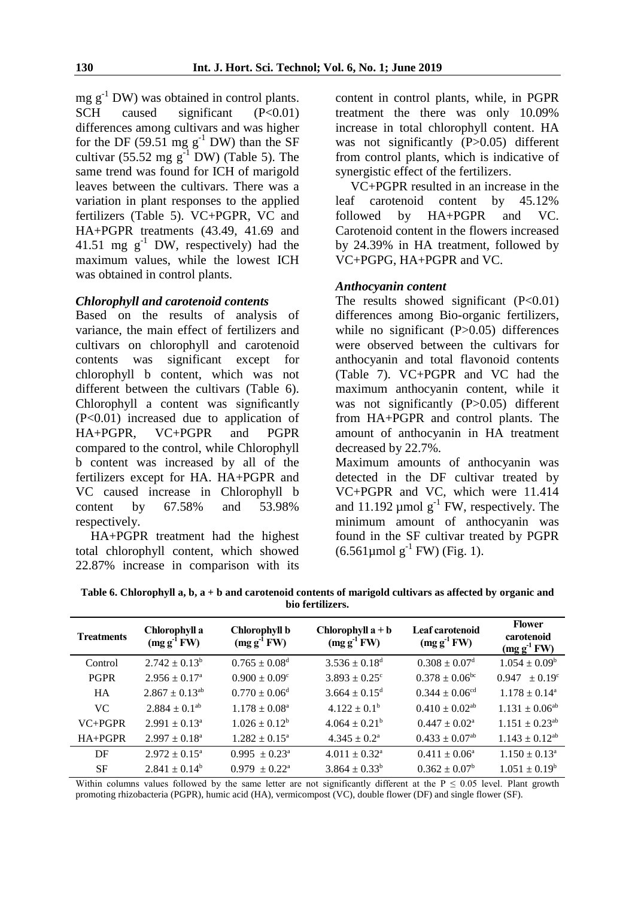mg $g^{-1}$ DW) was obtained in control plants. SCH caused significant ($P<0.01$) differences among cultivars and was higher for the DF (59.51 mg $g^{-1}$ DW) than the SF cultivar (55.52 mg $g^{-1}$ DW) (Table 5). The same trend was found for ICH of marigold leaves between the cultivars. There was a variation in plant responses to the applied fertilizers (Table 5). VC+PGPR, VC and HA+PGPR treatments (43.49, 41.69 and 41.51 mg $g^{-1}$ DW, respectively) had the maximum values, while the lowest ICH was obtained in control plants.

### *Chlorophyll and carotenoid contents*

Based on the results of analysis of variance, the main effect of fertilizers and cultivars on chlorophyll and carotenoid contents was significant except for chlorophyll b content, which was not different between the cultivars (Table 6). Chlorophyll a content was significantly ($P<0.01$) increased due to application of HA+PGPR, VC+PGPR and PGPR compared to the control, while Chlorophyll b content was increased by all of the fertilizers except for HA. HA+PGPR and VC caused increase in Chlorophyll b content by 67.58% and 53.98% respectively.

HA+PGPR treatment had the highest total chlorophyll content, which showed 22.87% increase in comparison with its content in control plants, while, in PGPR treatment the there was only 10.09% increase in total chlorophyll content. HA was not significantly ($P>0.05$) different from control plants, which is indicative of synergistic effect of the fertilizers.

VC+PGPR resulted in an increase in the leaf carotenoid content by 45.12% followed by HA+PGPR and VC. Carotenoid content in the flowers increased by 24.39% in HA treatment, followed by VC+PGPG, HA+PGPR and VC.

### *Anthocyanin content*

The results showed significant ($P<0.01$) differences among Bio-organic fertilizers, while no significant ($P>0.05$) differences were observed between the cultivars for anthocyanin and total flavonoid contents (Table 7). VC+PGPR and VC had the maximum anthocyanin content, while it was not significantly ($P>0.05$) different from HA+PGPR and control plants. The amount of anthocyanin in HA treatment decreased by 22.7%.

Maximum amounts of anthocyanin was detected in the DF cultivar treated by VC+PGPR and VC, which were 11.414 and 11.192 µmol $g^{-1}$ FW, respectively. The minimum amount of anthocyanin was found in the SF cultivar treated by PGPR (6.561µmol $g^{-1}$ FW) (Fig. 1).

**Table 6. Chlorophyll a, b, a + b and carotenoid contents of marigold cultivars as affected by organic and bio fertilizers.**

| Treatments | Chlorophyll a (mg $g^{-1}$ FW) | Chlorophyll b (mg $g^{-1}$ FW) | Chlorophyll a + b (mg $g^{-1}$ FW) | Leaf carotenoid (mg $g^{-1}$ FW) | Flower carotenoid (mg $g^{-1}$ FW) |
|---|---|---|---|---|---|
| Control | $2.742 \pm 0.13^{b}$ | $0.765 \pm 0.08^{d}$ | $3.536 \pm 0.18^{d}$ | $0.308 \pm 0.07^{d}$ | $1.054 \pm 0.09^{b}$ |
| PGPR | $2.956 \pm 0.17^{a}$ | $0.900 \pm 0.09^{c}$ | $3.893 \pm 0.25^{c}$ | $0.378 \pm 0.06^{bc}$ | $0.947 \pm 0.19^{c}$ |
| HA | $2.867 \pm 0.13^{ab}$ | $0.770 \pm 0.06^{d}$ | $3.664 \pm 0.15^{d}$ | $0.344 \pm 0.06^{cd}$ | $1.178 \pm 0.14^{a}$ |
| VC | $2.884 \pm 0.1^{ab}$ | $1.178 \pm 0.08^{a}$ | $4.122 \pm 0.1^{b}$ | $0.410 \pm 0.02^{ab}$ | $1.131 \pm 0.06^{ab}$ |
| VC+PGPR | $2.991 \pm 0.13^{a}$ | $1.026 \pm 0.12^{b}$ | $4.064 \pm 0.21^{b}$ | $0.447 \pm 0.02^{a}$ | $1.151 \pm 0.23^{ab}$ |
| HA+PGPR | $2.997 \pm 0.18^{a}$ | $1.282 \pm 0.15^{a}$ | $4.345 \pm 0.2^{a}$ | $0.433 \pm 0.07^{ab}$ | $1.143 \pm 0.12^{ab}$ |
| DF | $2.972 \pm 0.15^{a}$ | $0.995 \pm 0.23^{a}$ | $4.011 \pm 0.32^{a}$ | $0.411 \pm 0.06^{a}$ | $1.150 \pm 0.13^{a}$ |
| SF | $2.841 \pm 0.14^{b}$ | $0.979 \pm 0.22^{a}$ | $3.864 \pm 0.33^{b}$ | $0.362 \pm 0.07^{b}$ | $1.051 \pm 0.19^{b}$ |

Within columns values followed by the same letter are not significantly different at the $P \leq 0.05$ level. Plant growth promoting rhizobacteria (PGPR), humic acid (HA), vermicompost (VC), double flower (DF) and single flower (SF).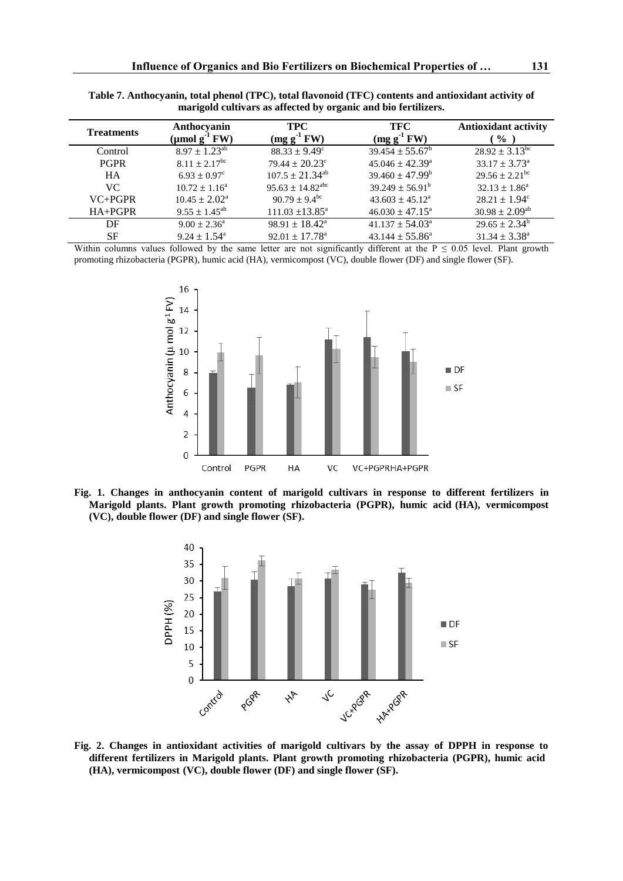**Table 7. Anthocyanin, total phenol (TPC), total flavonoid (TFC) contents and antioxidant activity of marigold cultivars as affected by organic and bio fertilizers.**

| Treatments | Anthocyanin ($\mu$mol $g^{-1}$ FW) | TPC (mg $g^{-1}$ FW) | TFC (mg $g^{-1}$ FW) | Antioxidant activity ( % ) |
|---|---|---|---|---|
| Control | $8.97 \pm 1.23^{ab}$ | $88.33 \pm 9.49^{c}$ | $39.454 \pm 55.67^{b}$ | $28.92 \pm 3.13^{bc}$ |
| PGPR | $8.11 \pm 2.17^{bc}$ | $79.44 \pm 20.23^{c}$ | $45.046 \pm 42.39^{a}$ | $33.17 \pm 3.73^{a}$ |
| HA | $6.93 \pm 0.97^{c}$ | $107.5 \pm 21.34^{ab}$ | $39.460 \pm 47.99^{b}$ | $29.56 \pm 2.21^{bc}$ |
| VC | $10.72 \pm 1.16^{a}$ | $95.63 \pm 14.82^{abc}$ | $39.249 \pm 56.91^{b}$ | $32.13 \pm 1.86^{a}$ |
| VC+PGPR | $10.45 \pm 2.02^{a}$ | $90.79 \pm 9.4^{bc}$ | $43.603 \pm 45.12^{a}$ | $28.21 \pm 1.94^{c}$ |
| HA+PGPR | $9.55 \pm 1.45^{ab}$ | $111.03 \pm 13.85^{a}$ | $46.030 \pm 47.15^{a}$ | $30.98 \pm 2.09^{ab}$ |
| DF | $9.00 \pm 2.36^{a}$ | $98.91 \pm 18.42^{a}$ | $41.137 \pm 54.03^{a}$ | $29.65 \pm 2.34^{b}$ |
| SF | $9.24 \pm 1.54^{a}$ | $92.01 \pm 17.78^{a}$ | $43.144 \pm 55.86^{a}$ | $31.34 \pm 3.38^{a}$ |

Within columns values followed by the same letter are not significantly different at the P $\leq$ 0.05 level. Plant growth promoting rhizobacteria (PGPR), humic acid (HA), vermicompost (VC), double flower (DF) and single flower (SF).

**Fig. 1. Changes in anthocyanin content of marigold cultivars in response to different fertilizers in Marigold plants. Plant growth promoting rhizobacteria (PGPR), humic acid (HA), vermicompost (VC), double flower (DF) and single flower (SF).**

**Fig. 2. Changes in antioxidant activities of marigold cultivars by the assay of DPPH in response to different fertilizers in Marigold plants. Plant growth promoting rhizobacteria (PGPR), humic acid (HA), vermicompost (VC), double flower (DF) and single flower (SF).**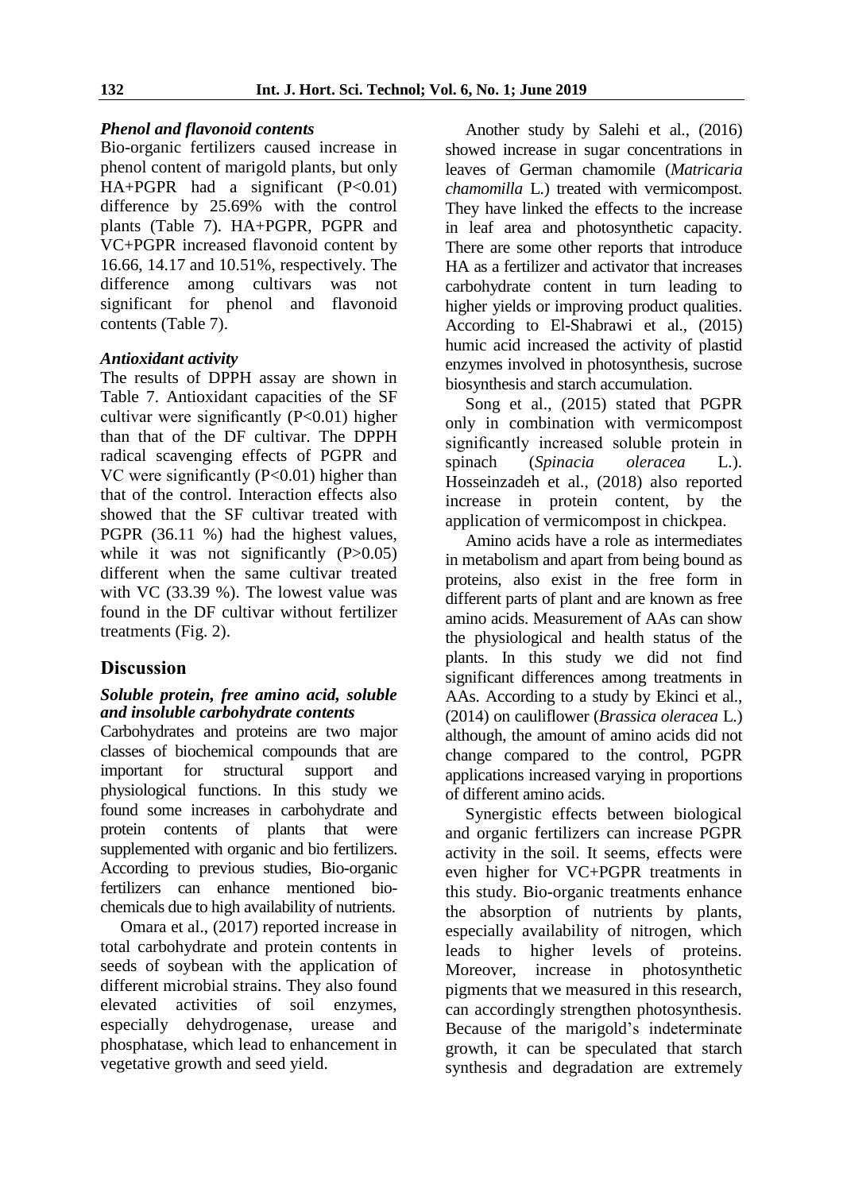### *Phenol and flavonoid contents*

Bio-organic fertilizers caused increase in phenol content of marigold plants, but only HA+PGPR had a significant ($P<0.01$) difference by 25.69% with the control plants (Table 7). HA+PGPR, PGPR and VC+PGPR increased flavonoid content by 16.66, 14.17 and 10.51%, respectively. The difference among cultivars was not significant for phenol and flavonoid contents (Table 7).

### *Antioxidant activity*

The results of DPPH assay are shown in Table 7. Antioxidant capacities of the SF cultivar were significantly ($P<0.01$) higher than that of the DF cultivar. The DPPH radical scavenging effects of PGPR and VC were significantly ($P<0.01$) higher than that of the control. Interaction effects also showed that the SF cultivar treated with PGPR (36.11 %) had the highest values, while it was not significantly ($P>0.05$) different when the same cultivar treated with VC (33.39 %). The lowest value was found in the DF cultivar without fertilizer treatments (Fig. 2).

## Discussion

### *Soluble protein, free amino acid, soluble and insoluble carbohydrate contents*

Carbohydrates and proteins are two major classes of biochemical compounds that are important for structural support and physiological functions. In this study we found some increases in carbohydrate and protein contents of plants that were supplemented with organic and bio fertilizers. According to previous studies, Bio-organic fertilizers can enhance mentioned bio-chemicals due to high availability of nutrients.

Omara et al., (2017) reported increase in total carbohydrate and protein contents in seeds of soybean with the application of different microbial strains. They also found elevated activities of soil enzymes, especially dehydrogenase, urease and phosphatase, which lead to enhancement in vegetative growth and seed yield.

Another study by Salehi et al., (2016) showed increase in sugar concentrations in leaves of German chamomile (*Matricaria chamomilla* L.) treated with vermicompost. They have linked the effects to the increase in leaf area and photosynthetic capacity. There are some other reports that introduce HA as a fertilizer and activator that increases carbohydrate content in turn leading to higher yields or improving product qualities. According to El-Shabrawi et al., (2015) humic acid increased the activity of plastid enzymes involved in photosynthesis, sucrose biosynthesis and starch accumulation.

Song et al., (2015) stated that PGPR only in combination with vermicompost significantly increased soluble protein in spinach (*Spinacia oleracea* L.). Hosseinzadeh et al., (2018) also reported increase in protein content, by the application of vermicompost in chickpea.

Amino acids have a role as intermediates in metabolism and apart from being bound as proteins, also exist in the free form in different parts of plant and are known as free amino acids. Measurement of AAs can show the physiological and health status of the plants. In this study we did not find significant differences among treatments in AAs. According to a study by Ekinci et al., (2014) on cauliflower (*Brassica oleracea* L.) although, the amount of amino acids did not change compared to the control, PGPR applications increased varying in proportions of different amino acids.

Synergistic effects between biological and organic fertilizers can increase PGPR activity in the soil. It seems, effects were even higher for VC+PGPR treatments in this study. Bio-organic treatments enhance the absorption of nutrients by plants, especially availability of nitrogen, which leads to higher levels of proteins. Moreover, increase in photosynthetic pigments that we measured in this research, can accordingly strengthen photosynthesis. Because of the marigold's indeterminate growth, it can be speculated that starch synthesis and degradation are extremely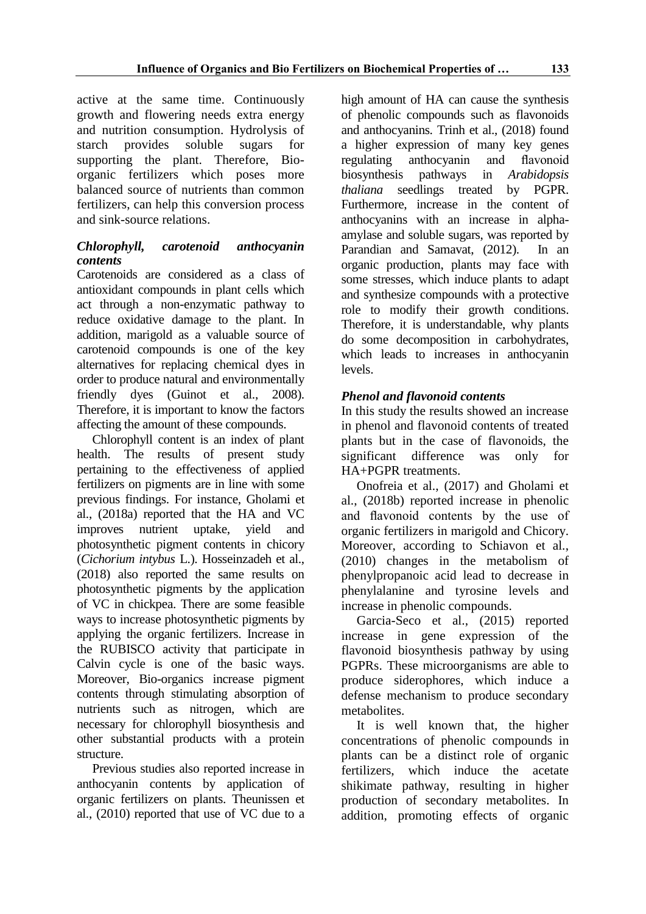active at the same time. Continuously growth and flowering needs extra energy and nutrition consumption. Hydrolysis of starch provides soluble sugars for supporting the plant. Therefore, Bio-organic fertilizers which poses more balanced source of nutrients than common fertilizers, can help this conversion process and sink-source relations.

### *Chlorophyll, carotenoid anthocyanin contents*

Carotenoids are considered as a class of antioxidant compounds in plant cells which act through a non-enzymatic pathway to reduce oxidative damage to the plant. In addition, marigold as a valuable source of carotenoid compounds is one of the key alternatives for replacing chemical dyes in order to produce natural and environmentally friendly dyes (Guinot et al., 2008). Therefore, it is important to know the factors affecting the amount of these compounds.

Chlorophyll content is an index of plant health. The results of present study pertaining to the effectiveness of applied fertilizers on pigments are in line with some previous findings. For instance, Gholami et al., (2018a) reported that the HA and VC improves nutrient uptake, yield and photosynthetic pigment contents in chicory (*Cichorium intybus* L.). Hosseinzadeh et al., (2018) also reported the same results on photosynthetic pigments by the application of VC in chickpea. There are some feasible ways to increase photosynthetic pigments by applying the organic fertilizers. Increase in the RUBISCO activity that participate in Calvin cycle is one of the basic ways. Moreover, Bio-organics increase pigment contents through stimulating absorption of nutrients such as nitrogen, which are necessary for chlorophyll biosynthesis and other substantial products with a protein structure.

Previous studies also reported increase in anthocyanin contents by application of organic fertilizers on plants. Theunissen et al., (2010) reported that use of VC due to a high amount of HA can cause the synthesis of phenolic compounds such as flavonoids and anthocyanins. Trinh et al., (2018) found a higher expression of many key genes regulating anthocyanin and flavonoid biosynthesis pathways in *Arabidopsis thaliana* seedlings treated by PGPR. Furthermore, increase in the content of anthocyanins with an increase in alpha-amylase and soluble sugars, was reported by Parandian and Samavat, (2012). In an organic production, plants may face with some stresses, which induce plants to adapt and synthesize compounds with a protective role to modify their growth conditions. Therefore, it is understandable, why plants do some decomposition in carbohydrates, which leads to increases in anthocyanin levels.

### *Phenol and flavonoid contents*

In this study the results showed an increase in phenol and flavonoid contents of treated plants but in the case of flavonoids, the significant difference was only for HA+PGPR treatments.

Onofreia et al., (2017) and Gholami et al., (2018b) reported increase in phenolic and flavonoid contents by the use of organic fertilizers in marigold and Chicory. Moreover, according to Schiavon et al., (2010) changes in the metabolism of phenylpropanoic acid lead to decrease in phenylalanine and tyrosine levels and increase in phenolic compounds.

Garcia-Seco et al., (2015) reported increase in gene expression of the flavonoid biosynthesis pathway by using PGPRs. These microorganisms are able to produce siderophores, which induce a defense mechanism to produce secondary metabolites.

It is well known that, the higher concentrations of phenolic compounds in plants can be a distinct role of organic fertilizers, which induce the acetate shikimate pathway, resulting in higher production of secondary metabolites. In addition, promoting effects of organic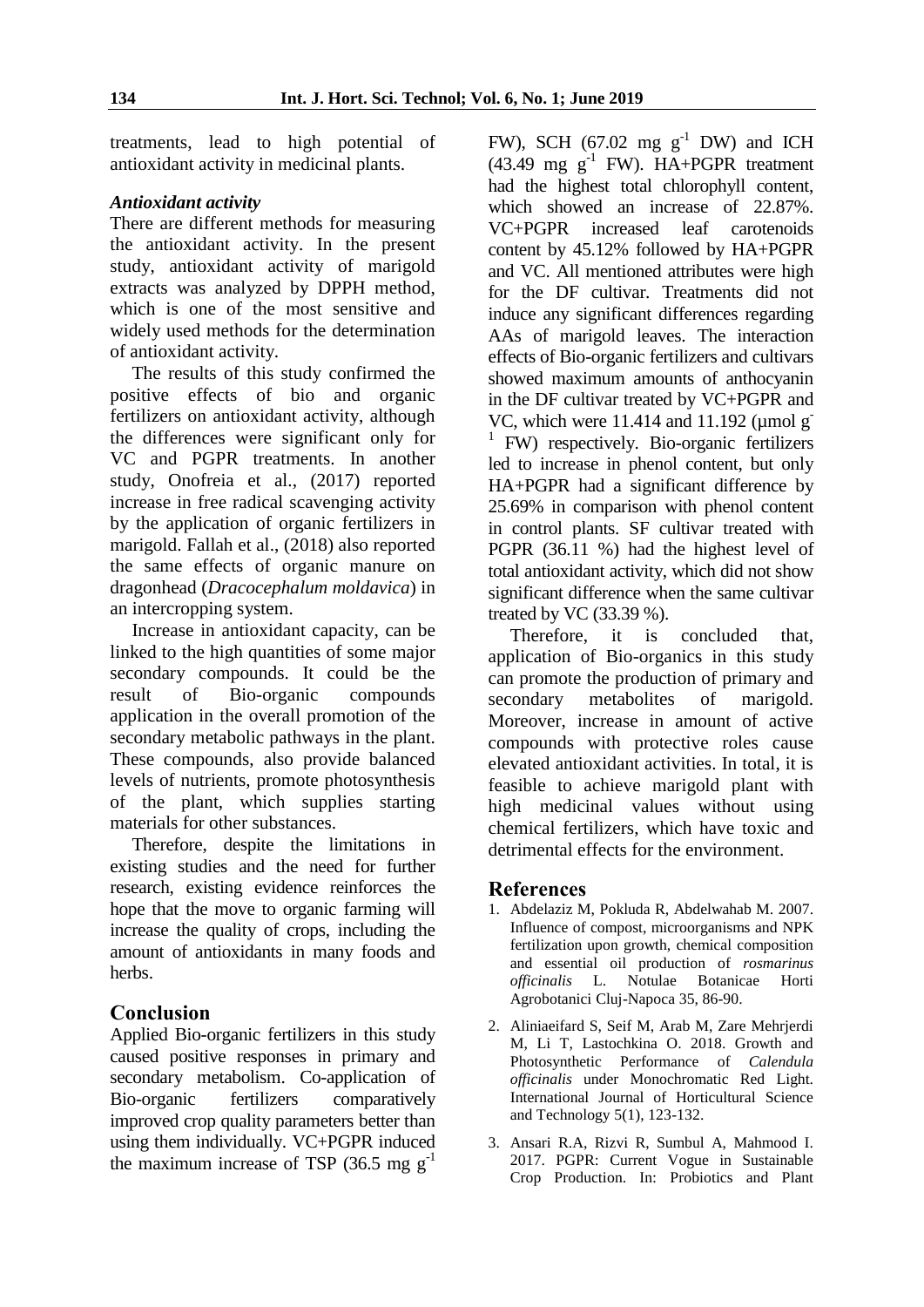treatments, lead to high potential of antioxidant activity in medicinal plants.

### *Antioxidant activity*

There are different methods for measuring the antioxidant activity. In the present study, antioxidant activity of marigold extracts was analyzed by DPPH method, which is one of the most sensitive and widely used methods for the determination of antioxidant activity.

The results of this study confirmed the positive effects of bio and organic fertilizers on antioxidant activity, although the differences were significant only for VC and PGPR treatments. In another study, Onofreia et al., (2017) reported increase in free radical scavenging activity by the application of organic fertilizers in marigold. Fallah et al., (2018) also reported the same effects of organic manure on dragonhead (*Dracocephalum moldavica*) in an intercropping system.

Increase in antioxidant capacity, can be linked to the high quantities of some major secondary compounds. It could be the result of Bio-organic compounds application in the overall promotion of the secondary metabolic pathways in the plant. These compounds, also provide balanced levels of nutrients, promote photosynthesis of the plant, which supplies starting materials for other substances.

Therefore, despite the limitations in existing studies and the need for further research, existing evidence reinforces the hope that the move to organic farming will increase the quality of crops, including the amount of antioxidants in many foods and herbs.

## Conclusion

Applied Bio-organic fertilizers in this study caused positive responses in primary and secondary metabolism. Co-application of Bio-organic fertilizers comparatively improved crop quality parameters better than using them individually. VC+PGPR induced the maximum increase of TSP (36.5 mg $g^{-1}$ FW), SCH (67.02 mg $g^{-1}$ DW) and ICH (43.49 mg $g^{-1}$ FW). HA+PGPR treatment had the highest total chlorophyll content, which showed an increase of 22.87%. VC+PGPR increased leaf carotenoids content by 45.12% followed by HA+PGPR and VC. All mentioned attributes were high for the DF cultivar. Treatments did not induce any significant differences regarding AAs of marigold leaves. The interaction effects of Bio-organic fertilizers and cultivars showed maximum amounts of anthocyanin in the DF cultivar treated by VC+PGPR and VC, which were 11.414 and 11.192 (µmol $g^{-1}$ FW) respectively. Bio-organic fertilizers led to increase in phenol content, but only HA+PGPR had a significant difference by 25.69% in comparison with phenol content in control plants. SF cultivar treated with PGPR (36.11 %) had the highest level of total antioxidant activity, which did not show significant difference when the same cultivar treated by VC (33.39 %).

Therefore, it is concluded that, application of Bio-organics in this study can promote the production of primary and secondary metabolites of marigold. Moreover, increase in amount of active compounds with protective roles cause elevated antioxidant activities. In total, it is feasible to achieve marigold plant with high medicinal values without using chemical fertilizers, which have toxic and detrimental effects for the environment.

## References

1. Abdelaziz M, Pokluda R, Abdelwahab M. 2007. Influence of compost, microorganisms and NPK fertilization upon growth, chemical composition and essential oil production of *rosmarinus officinalis* L. Notulae Botanicae Horti Agrobotanici Cluj-Napoca 35, 86-90.
2. Aliniaeifard S, Seif M, Arab M, Zare Mehrjerdi M, Li T, Lastochkina O. 2018. Growth and Photosynthetic Performance of *Calendula officinalis* under Monochromatic Red Light. International Journal of Horticultural Science and Technology 5(1), 123-132.
3. Ansari R.A, Rizvi R, Sumbul A, Mahmood I. 2017. PGPR: Current Vogue in Sustainable Crop Production. In: Probiotics and Plant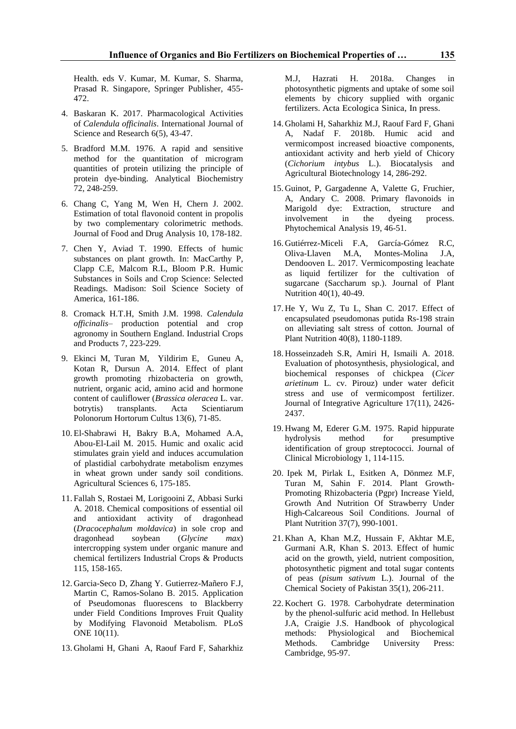Health. eds V. Kumar, M. Kumar, S. Sharma, Prasad R. Singapore, Springer Publisher, 455-472.

4. Baskaran K. 2017. Pharmacological Activities of *Calendula officinalis*. International Journal of Science and Research 6(5), 43-47.

5. Bradford M.M. 1976. A rapid and sensitive method for the quantitation of microgram quantities of protein utilizing the principle of protein dye-binding. Analytical Biochemistry 72, 248-259.

6. Chang C, Yang M, Wen H, Chern J. 2002. Estimation of total flavonoid content in propolis by two complementary colorimetric methods. Journal of Food and Drug Analysis 10, 178-182.

7. Chen Y, Aviad T. 1990. Effects of humic substances on plant growth. In: MacCarthy P, Clapp C.E, Malcom R.L, Bloom P.R. Humic Substances in Soils and Crop Science: Selected Readings. Madison: Soil Science Society of America, 161-186.

8. Cromack H.T.H, Smith J.M. 1998. *Calendula officinalis*– production potential and crop agronomy in Southern England. Industrial Crops and Products 7, 223-229.

9. Ekinci M, Turan M, Yildirim E, Guneu A, Kotan R, Dursun A. 2014. Effect of plant growth promoting rhizobacteria on growth, nutrient, organic acid, amino acid and hormone content of cauliflower (*Brassica oleracea* L. var. botrytis) transplants. Acta Scientiarum Polonorum Hortorum Cultus 13(6), 71-85.

10. El-Shabrawi H, Bakry B.A, Mohamed A.A, Abou-El-Lail M. 2015. Humic and oxalic acid stimulates grain yield and induces accumulation of plastidial carbohydrate metabolism enzymes in wheat grown under sandy soil conditions. Agricultural Sciences 6, 175-185.

11. Fallah S, Rostaei M, Lorigooini Z, Abbasi Surki A. 2018. Chemical compositions of essential oil and antioxidant activity of dragonhead (*Dracocephalum moldavica*) in sole crop and dragonhead soybean (*Glycine max*) intercropping system under organic manure and chemical fertilizers Industrial Crops & Products 115, 158-165.

12. Garcia-Seco D, Zhang Y. Gutierrez-Mañero F.J, Martin C, Ramos-Solano B. 2015. Application of Pseudomonas fluorescens to Blackberry under Field Conditions Improves Fruit Quality by Modifying Flavonoid Metabolism. PLoS ONE 10(11).

13. Gholami H, Ghani A, Raouf Fard F, Saharkhiz M.J, Hazrati H. 2018a. Changes in photosynthetic pigments and uptake of some soil elements by chicory supplied with organic fertilizers. Acta Ecologica Sinica, In press.

14. Gholami H, Saharkhiz M.J, Raouf Fard F, Ghani A, Nadaf F. 2018b. Humic acid and vermicompost increased bioactive components, antioxidant activity and herb yield of Chicory (*Cichorium intybus* L.). Biocatalysis and Agricultural Biotechnology 14, 286-292.

15. Guinot, P, Gargadenne A, Valette G, Fruchier, A, Andary C. 2008. Primary flavonoids in Marigold dye: Extraction, structure and involvement in the dyeing process. Phytochemical Analysis 19, 46-51.

16. Gutiérrez-Miceli F.A, García-Gómez R.C, Oliva-Llaven M.A, Montes-Molina J.A, Dendooven L. 2017. Vermicomposting leachate as liquid fertilizer for the cultivation of sugarcane (Saccharum sp.). Journal of Plant Nutrition 40(1), 40-49.

17. He Y, Wu Z, Tu L, Shan C. 2017. Effect of encapsulated pseudomonas putida Rs-198 strain on alleviating salt stress of cotton. Journal of Plant Nutrition 40(8), 1180-1189.

18. Hosseinzadeh S.R, Amiri H, Ismaili A. 2018. Evaluation of photosynthesis, physiological, and biochemical responses of chickpea (*Cicer arietinum* L. cv. Pirouz) under water deficit stress and use of vermicompost fertilizer. Journal of Integrative Agriculture 17(11), 2426-2437.

19. Hwang M, Ederer G.M. 1975. Rapid hippurate hydrolysis method for presumptive identification of group streptococci. Journal of Clinical Microbiology 1, 114-115.

20. Ipek M, Pirlak L, Esitken A, Dönmez M.F, Turan M, Sahin F. 2014. Plant Growth-Promoting Rhizobacteria (Pgpr) Increase Yield, Growth And Nutrition Of Strawberry Under High-Calcareous Soil Conditions. Journal of Plant Nutrition 37(7), 990-1001.

21. Khan A, Khan M.Z, Hussain F, Akhtar M.E, Gurmani A.R, Khan S. 2013. Effect of humic acid on the growth, yield, nutrient composition, photosynthetic pigment and total sugar contents of peas (*pisum sativum* L.). Journal of the Chemical Society of Pakistan 35(1), 206-211.

22. Kochert G. 1978. Carbohydrate determination by the phenol-sulfuric acid method. In Hellebust J.A, Craigie J.S. Handbook of phycological methods: Physiological and Biochemical Methods. Cambridge University Press: Cambridge, 95-97.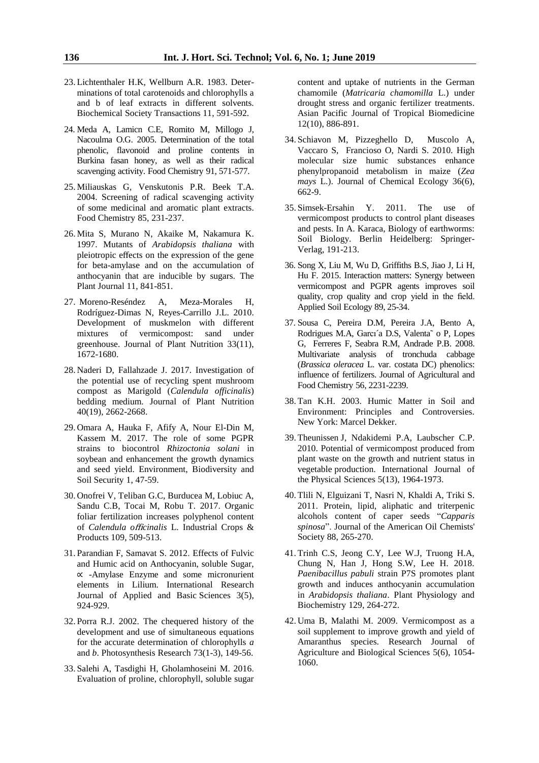23. Lichtenthaler H.K, Wellburn A.R. 1983. Determinations of total carotenoids and chlorophylls a and b of leaf extracts in different solvents. Biochemical Society Transactions 11, 591-592.

24. Meda A, Lamicn C.E, Romito M, Millogo J, Nacoulma O.G. 2005. Determination of the total phenolic, flavonoid and proline contents in Burkina fasan honey, as well as their radical scavenging activity. Food Chemistry 91, 571-577.

25. Miliauskas G, Venskutonis P.R. Beek T.A. 2004. Screening of radical scavenging activity of some medicinal and aromatic plant extracts. Food Chemistry 85, 231-237.

26. Mita S, Murano N, Akaike M, Nakamura K. 1997. Mutants of *Arabidopsis thaliana* with pleiotropic effects on the expression of the gene for beta-amylase and on the accumulation of anthocyanin that are inducible by sugars. The Plant Journal 11, 841-851.

27. Moreno-Reséndez A, Meza-Morales H, Rodríguez-Dimas N, Reyes-Carrillo J.L. 2010. Development of muskmelon with different mixtures of vermicompost: sand under greenhouse. Journal of Plant Nutrition 33(11), 1672-1680.

28. Naderi D, Fallahzade J. 2017. Investigation of the potential use of recycling spent mushroom compost as Marigold (*Calendula officinalis*) bedding medium. Journal of Plant Nutrition 40(19), 2662-2668.

29. Omara A, Hauka F, Afify A, Nour El-Din M, Kassem M. 2017. The role of some PGPR strains to biocontrol *Rhizoctonia solani* in soybean and enhancement the growth dynamics and seed yield. Environment, Biodiversity and Soil Security 1, 47-59.

30. Onofrei V, Teliban G.C, Burducea M, Lobiuc A, Sandu C.B, Tocai M, Robu T. 2017. Organic foliar fertilization increases polyphenol content of *Calendula officinalis* L. Industrial Crops & Products 109, 509-513.

31. Parandian F, Samavat S. 2012. Effects of Fulvic and Humic acid on Anthocyanin, soluble Sugar, ∝ -Amylase Enzyme and some micronurient elements in Lilium. International Research Journal of Applied and Basic Sciences 3(5), 924-929.

32. Porra R.J. 2002. The chequered history of the development and use of simultaneous equations for the accurate determination of chlorophylls *a* and *b*. Photosynthesis Research 73(1-3), 149-56.

33. Salehi A, Tasdighi H, Gholamhoseini M. 2016. Evaluation of proline, chlorophyll, soluble sugar content and uptake of nutrients in the German chamomile (*Matricaria chamomilla* L.) under drought stress and organic fertilizer treatments. Asian Pacific Journal of Tropical Biomedicine 12(10), 886-891.

34. Schiavon M, Pizzeghello D, Muscolo A, Vaccaro S, Francioso O, Nardi S. 2010. High molecular size humic substances enhance phenylpropanoid metabolism in maize (*Zea mays* L.). Journal of Chemical Ecology 36(6), 662-9.

35. Simsek-Ersahin Y. 2011. The use of vermicompost products to control plant diseases and pests. In A. Karaca, Biology of earthworms: Soil Biology. Berlin Heidelberg: Springer-Verlag, 191-213.

36. Song X, Liu M, Wu D, Griffiths B.S, Jiao J, Li H, Hu F. 2015. Interaction matters: Synergy between vermicompost and PGPR agents improves soil quality, crop quality and crop yield in the field. Applied Soil Ecology 89, 25-34.

37. Sousa C, Pereira D.M, Pereira J.A, Bento A, Rodrigues M.A, Garcı´a D.S, Valenta˜ o P, Lopes G, Ferreres F, Seabra R.M, Andrade P.B. 2008. Multivariate analysis of tronchuda cabbage (*Brassica oleracea* L. var. costata DC) phenolics: influence of fertilizers. Journal of Agricultural and Food Chemistry 56, 2231-2239.

38. Tan K.H. 2003. Humic Matter in Soil and Environment: Principles and Controversies. New York: Marcel Dekker.

39. Theunissen J, Ndakidemi P.A, Laubscher C.P. 2010. Potential of vermicompost produced from plant waste on the growth and nutrient status in vegetable production. International Journal of the Physical Sciences 5(13), 1964-1973.

40. Tlili N, Elguizani T, Nasri N, Khaldi A, Triki S. 2011. Protein, lipid, aliphatic and triterpenic alcohols content of caper seeds "*Capparis spinosa*". Journal of the American Oil Chemists' Society 88, 265-270.

41. Trinh C.S, Jeong C.Y, Lee W.J, Truong H.A, Chung N, Han J, Hong S.W, Lee H. 2018. *Paenibacillus pabuli* strain P7S promotes plant growth and induces anthocyanin accumulation in *Arabidopsis thaliana*. Plant Physiology and Biochemistry 129, 264-272.

42. Uma B, Malathi M. 2009. Vermicompost as a soil supplement to improve growth and yield of Amaranthus species. Research Journal of Agriculture and Biological Sciences 5(6), 1054-1060.